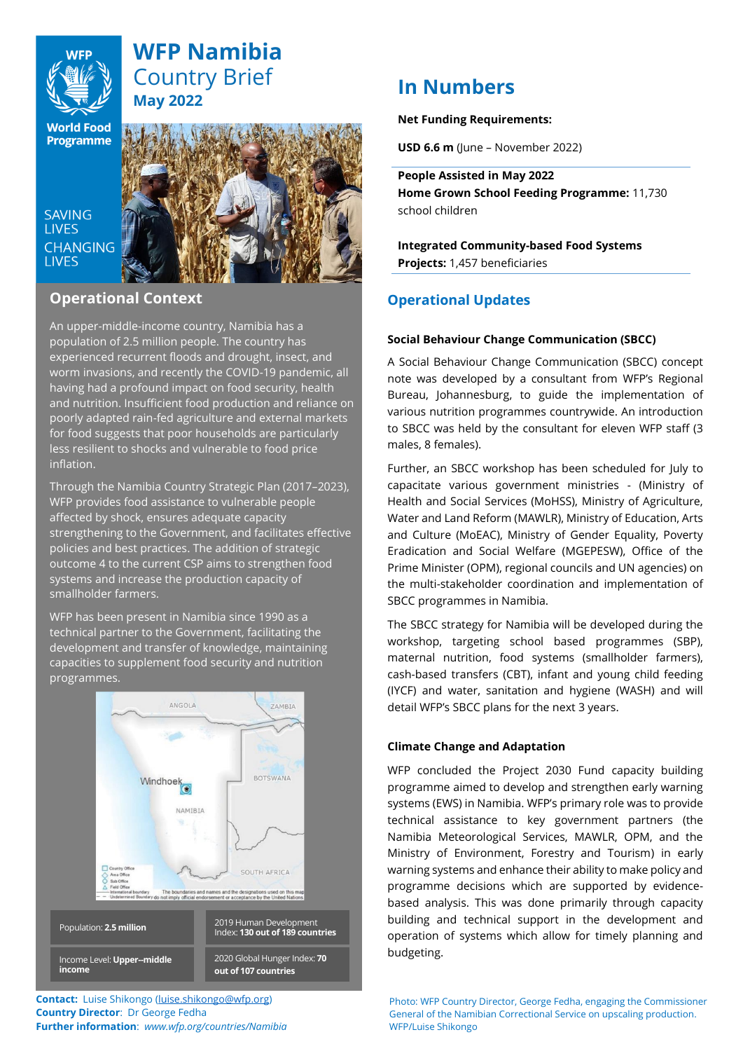# WFP Namibia Country Brief

**May 2022**

SAVING LIVES CHANGING LIVES

## Operational Context

An upper-middle-income country, Namibia has a population of 2.5 million people. The country has experienced recurrent floods and drought, insect, and worm invasions, and recently the COVID-19 pandemic, all having had a profound impact on food security, health and nutrition. Insufficient food production and reliance on poorly adapted rain-fed agriculture and external markets for food suggests that poor households are particularly less resilient to shocks and vulnerable to food price inflation.

Through the Namibia Country Strategic Plan (2017–2023), WFP provides food assistance to vulnerable people affected by shock, ensures adequate capacity strengthening to the Government, and facilitates effective policies and best practices. The addition of strategic outcome 4 to the current CSP aims to strengthen food systems and increase the production capacity of smallholder farmers.

WFP has been present in Namibia since 1990 as a technical partner to the Government, facilitating the development and transfer of knowledge, maintaining capacities to supplement food security and nutrition programmes.

| | |
|---|---|
| Population: **2.5 million** | 2019 Human Development Index: **130 out of 189 countries** |
| Income Level: **Upper--middle income** | 2020 Global Hunger Index: **70 out of 107 countries** |

**Contact:** Luise Shikongo (luise.shikongo@wfp.org)
**Country Director**: Dr George Fedha
**Further information**: *www.wfp.org/countries/Namibia*

# In Numbers

**Net Funding Requirements:**

**USD 6.6 m** (June – November 2022)

**People Assisted in May 2022**
**Home Grown School Feeding Programme:** 11,730 school children

**Integrated Community-based Food Systems Projects:** 1,457 beneficiaries

## Operational Updates

### Social Behaviour Change Communication (SBCC)

A Social Behaviour Change Communication (SBCC) concept note was developed by a consultant from WFP's Regional Bureau, Johannesburg, to guide the implementation of various nutrition programmes countrywide. An introduction to SBCC was held by the consultant for eleven WFP staff (3 males, 8 females).

Further, an SBCC workshop has been scheduled for July to capacitate various government ministries - (Ministry of Health and Social Services (MoHSS), Ministry of Agriculture, Water and Land Reform (MAWLR), Ministry of Education, Arts and Culture (MoEAC), Ministry of Gender Equality, Poverty Eradication and Social Welfare (MGEPESW), Office of the Prime Minister (OPM), regional councils and UN agencies) on the multi-stakeholder coordination and implementation of SBCC programmes in Namibia.

The SBCC strategy for Namibia will be developed during the workshop, targeting school based programmes (SBP), maternal nutrition, food systems (smallholder farmers), cash-based transfers (CBT), infant and young child feeding (IYCF) and water, sanitation and hygiene (WASH) and will detail WFP's SBCC plans for the next 3 years.

### Climate Change and Adaptation

WFP concluded the Project 2030 Fund capacity building programme aimed to develop and strengthen early warning systems (EWS) in Namibia. WFP's primary role was to provide technical assistance to key government partners (the Namibia Meteorological Services, MAWLR, OPM, and the Ministry of Environment, Forestry and Tourism) in early warning systems and enhance their ability to make policy and programme decisions which are supported by evidence-based analysis. This was done primarily through capacity building and technical support in the development and operation of systems which allow for timely planning and budgeting.

Photo: WFP Country Director, George Fedha, engaging the Commissioner General of the Namibian Correctional Service on upscaling production. WFP/Luise Shikongo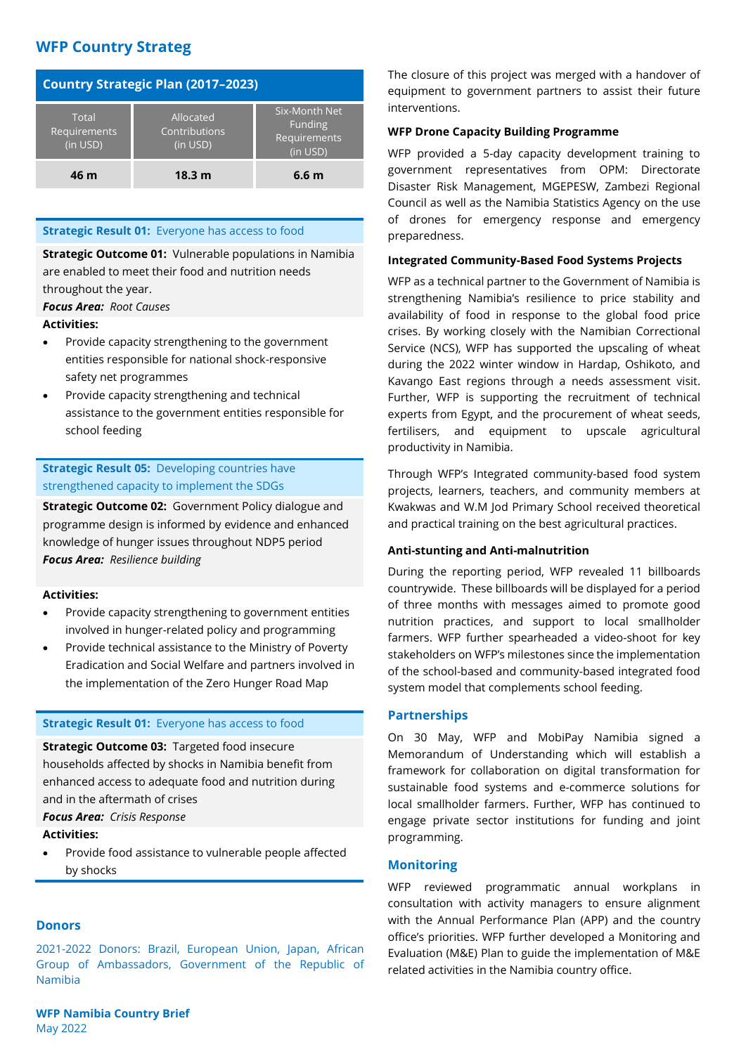## WFP Country Strateg

| Country Strategic Plan (2017–2023) | | |
|---|---|---|
| Total Requirements (in USD) | Allocated Contributions (in USD) | Six-Month Net Funding Requirements (in USD) |
| 46 m | 18.3 m | 6.6 m |

**Strategic Result 01:** Everyone has access to food

**Strategic Outcome 01:** Vulnerable populations in Namibia are enabled to meet their food and nutrition needs throughout the year.

***Focus Area:*** *Root Causes*

**Activities:**

- Provide capacity strengthening to the government entities responsible for national shock-responsive safety net programmes
- Provide capacity strengthening and technical assistance to the government entities responsible for school feeding

**Strategic Result 05:** Developing countries have strengthened capacity to implement the SDGs

**Strategic Outcome 02:** Government Policy dialogue and programme design is informed by evidence and enhanced knowledge of hunger issues throughout NDP5 period

***Focus Area:*** *Resilience building*

**Activities:**

- Provide capacity strengthening to government entities involved in hunger-related policy and programming
- Provide technical assistance to the Ministry of Poverty Eradication and Social Welfare and partners involved in the implementation of the Zero Hunger Road Map

**Strategic Result 01:** Everyone has access to food

**Strategic Outcome 03:** Targeted food insecure households affected by shocks in Namibia benefit from enhanced access to adequate food and nutrition during and in the aftermath of crises

***Focus Area:*** *Crisis Response*

**Activities:**

- Provide food assistance to vulnerable people affected by shocks

## Donors

2021-2022 Donors: Brazil, European Union, Japan, African Group of Ambassadors, Government of the Republic of Namibia

The closure of this project was merged with a handover of equipment to government partners to assist their future interventions.

**WFP Drone Capacity Building Programme**

WFP provided a 5-day capacity development training to government representatives from OPM: Directorate Disaster Risk Management, MGEPESW, Zambezi Regional Council as well as the Namibia Statistics Agency on the use of drones for emergency response and emergency preparedness.

**Integrated Community-Based Food Systems Projects**

WFP as a technical partner to the Government of Namibia is strengthening Namibia's resilience to price stability and availability of food in response to the global food price crises. By working closely with the Namibian Correctional Service (NCS), WFP has supported the upscaling of wheat during the 2022 winter window in Hardap, Oshikoto, and Kavango East regions through a needs assessment visit. Further, WFP is supporting the recruitment of technical experts from Egypt, and the procurement of wheat seeds, fertilisers, and equipment to upscale agricultural productivity in Namibia.

Through WFP's Integrated community-based food system projects, learners, teachers, and community members at Kwakwas and W.M Jod Primary School received theoretical and practical training on the best agricultural practices.

**Anti-stunting and Anti-malnutrition**

During the reporting period, WFP revealed 11 billboards countrywide. These billboards will be displayed for a period of three months with messages aimed to promote good nutrition practices, and support to local smallholder farmers. WFP further spearheaded a video-shoot for key stakeholders on WFP's milestones since the implementation of the school-based and community-based integrated food system model that complements school feeding.

## Partnerships

On 30 May, WFP and MobiPay Namibia signed a Memorandum of Understanding which will establish a framework for collaboration on digital transformation for sustainable food systems and e-commerce solutions for local smallholder farmers. Further, WFP has continued to engage private sector institutions for funding and joint programming.

## Monitoring

WFP reviewed programmatic annual workplans in consultation with activity managers to ensure alignment with the Annual Performance Plan (APP) and the country office's priorities. WFP further developed a Monitoring and Evaluation (M&E) Plan to guide the implementation of M&E related activities in the Namibia country office.